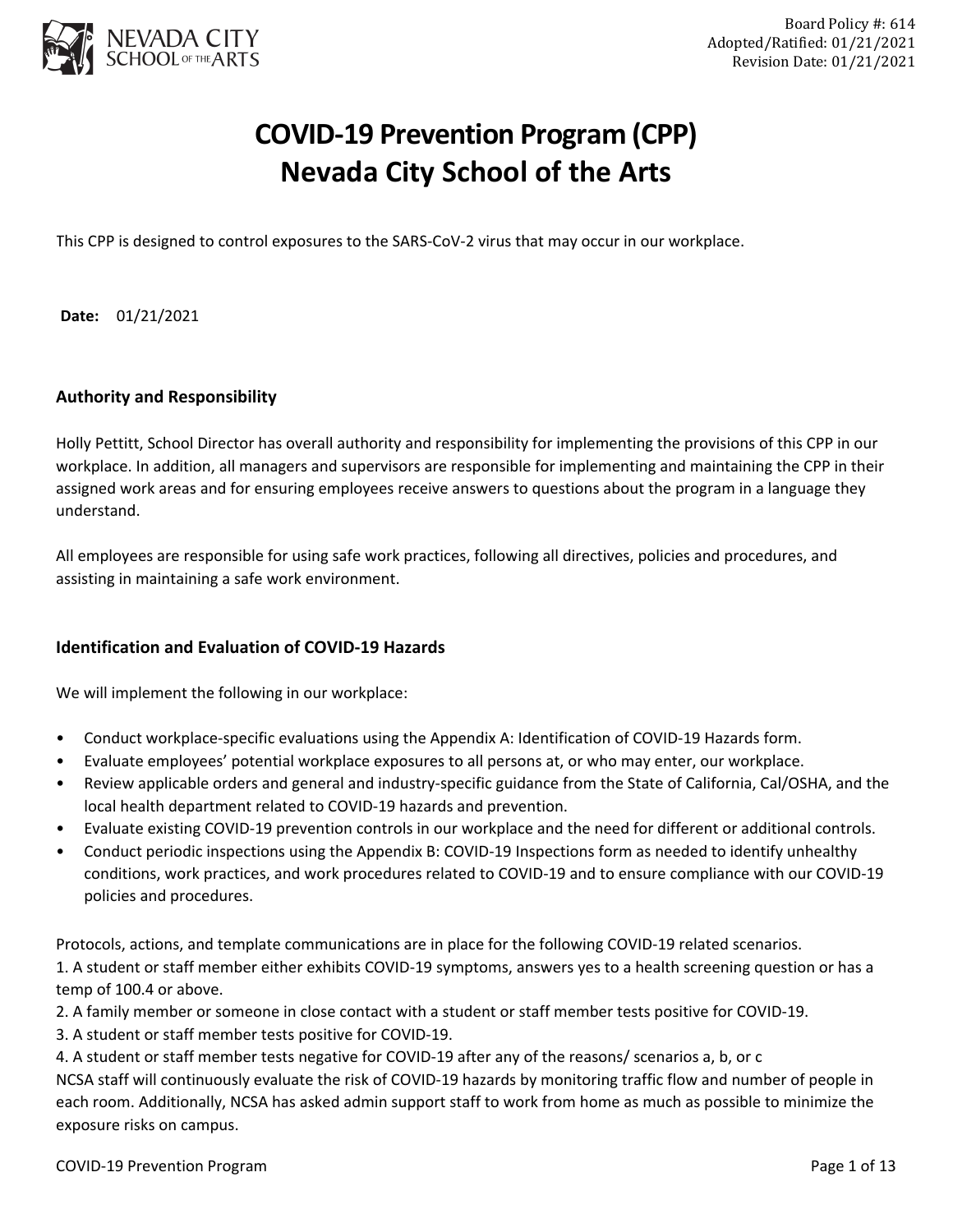Board Policy #: 614
Adopted/Ratified: 01/21/2021
Revision Date: 01/21/2021

# COVID-19 Prevention Program (CPP)
# Nevada City School of the Arts

This CPP is designed to control exposures to the SARS-CoV-2 virus that may occur in our workplace.

**Date:** 01/21/2021

## Authority and Responsibility

Holly Pettitt, School Director has overall authority and responsibility for implementing the provisions of this CPP in our workplace. In addition, all managers and supervisors are responsible for implementing and maintaining the CPP in their assigned work areas and for ensuring employees receive answers to questions about the program in a language they understand.

All employees are responsible for using safe work practices, following all directives, policies and procedures, and assisting in maintaining a safe work environment.

## Identification and Evaluation of COVID-19 Hazards

We will implement the following in our workplace:

- Conduct workplace-specific evaluations using the Appendix A: Identification of COVID-19 Hazards form.
- Evaluate employees' potential workplace exposures to all persons at, or who may enter, our workplace.
- Review applicable orders and general and industry-specific guidance from the State of California, Cal/OSHA, and the local health department related to COVID-19 hazards and prevention.
- Evaluate existing COVID-19 prevention controls in our workplace and the need for different or additional controls.
- Conduct periodic inspections using the Appendix B: COVID-19 Inspections form as needed to identify unhealthy conditions, work practices, and work procedures related to COVID-19 and to ensure compliance with our COVID-19 policies and procedures.

Protocols, actions, and template communications are in place for the following COVID-19 related scenarios.
1. A student or staff member either exhibits COVID-19 symptoms, answers yes to a health screening question or has a temp of 100.4 or above.
2. A family member or someone in close contact with a student or staff member tests positive for COVID-19.
3. A student or staff member tests positive for COVID-19.
4. A student or staff member tests negative for COVID-19 after any of the reasons/ scenarios a, b, or c

NCSA staff will continuously evaluate the risk of COVID-19 hazards by monitoring traffic flow and number of people in each room. Additionally, NCSA has asked admin support staff to work from home as much as possible to minimize the exposure risks on campus.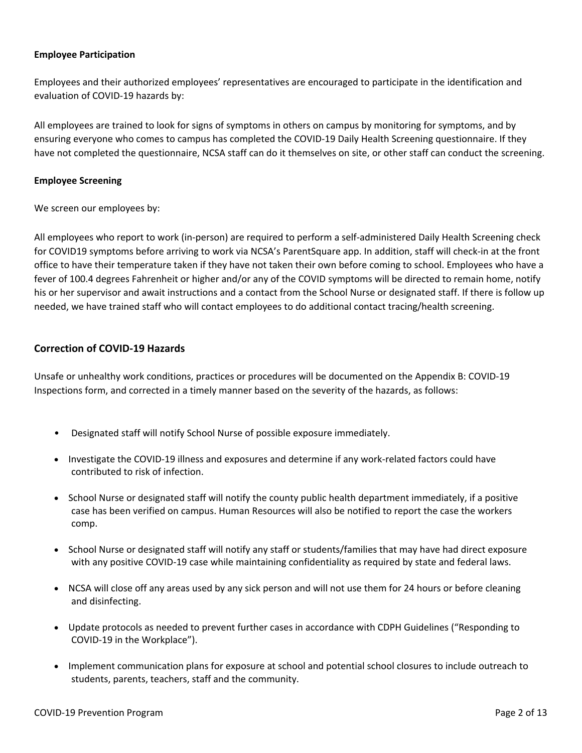**Employee Participation**

Employees and their authorized employees' representatives are encouraged to participate in the identification and evaluation of COVID-19 hazards by:

All employees are trained to look for signs of symptoms in others on campus by monitoring for symptoms, and by ensuring everyone who comes to campus has completed the COVID-19 Daily Health Screening questionnaire. If they have not completed the questionnaire, NCSA staff can do it themselves on site, or other staff can conduct the screening.

**Employee Screening**

We screen our employees by:

All employees who report to work (in-person) are required to perform a self-administered Daily Health Screening check for COVID19 symptoms before arriving to work via NCSA's ParentSquare app. In addition, staff will check-in at the front office to have their temperature taken if they have not taken their own before coming to school. Employees who have a fever of 100.4 degrees Fahrenheit or higher and/or any of the COVID symptoms will be directed to remain home, notify his or her supervisor and await instructions and a contact from the School Nurse or designated staff. If there is follow up needed, we have trained staff who will contact employees to do additional contact tracing/health screening.

## Correction of COVID-19 Hazards

Unsafe or unhealthy work conditions, practices or procedures will be documented on the Appendix B: COVID-19 Inspections form, and corrected in a timely manner based on the severity of the hazards, as follows:

- Designated staff will notify School Nurse of possible exposure immediately.
- Investigate the COVID-19 illness and exposures and determine if any work-related factors could have contributed to risk of infection.
- School Nurse or designated staff will notify the county public health department immediately, if a positive case has been verified on campus. Human Resources will also be notified to report the case the workers comp.
- School Nurse or designated staff will notify any staff or students/families that may have had direct exposure with any positive COVID-19 case while maintaining confidentiality as required by state and federal laws.
- NCSA will close off any areas used by any sick person and will not use them for 24 hours or before cleaning and disinfecting.
- Update protocols as needed to prevent further cases in accordance with CDPH Guidelines ("Responding to COVID-19 in the Workplace").
- Implement communication plans for exposure at school and potential school closures to include outreach to students, parents, teachers, staff and the community.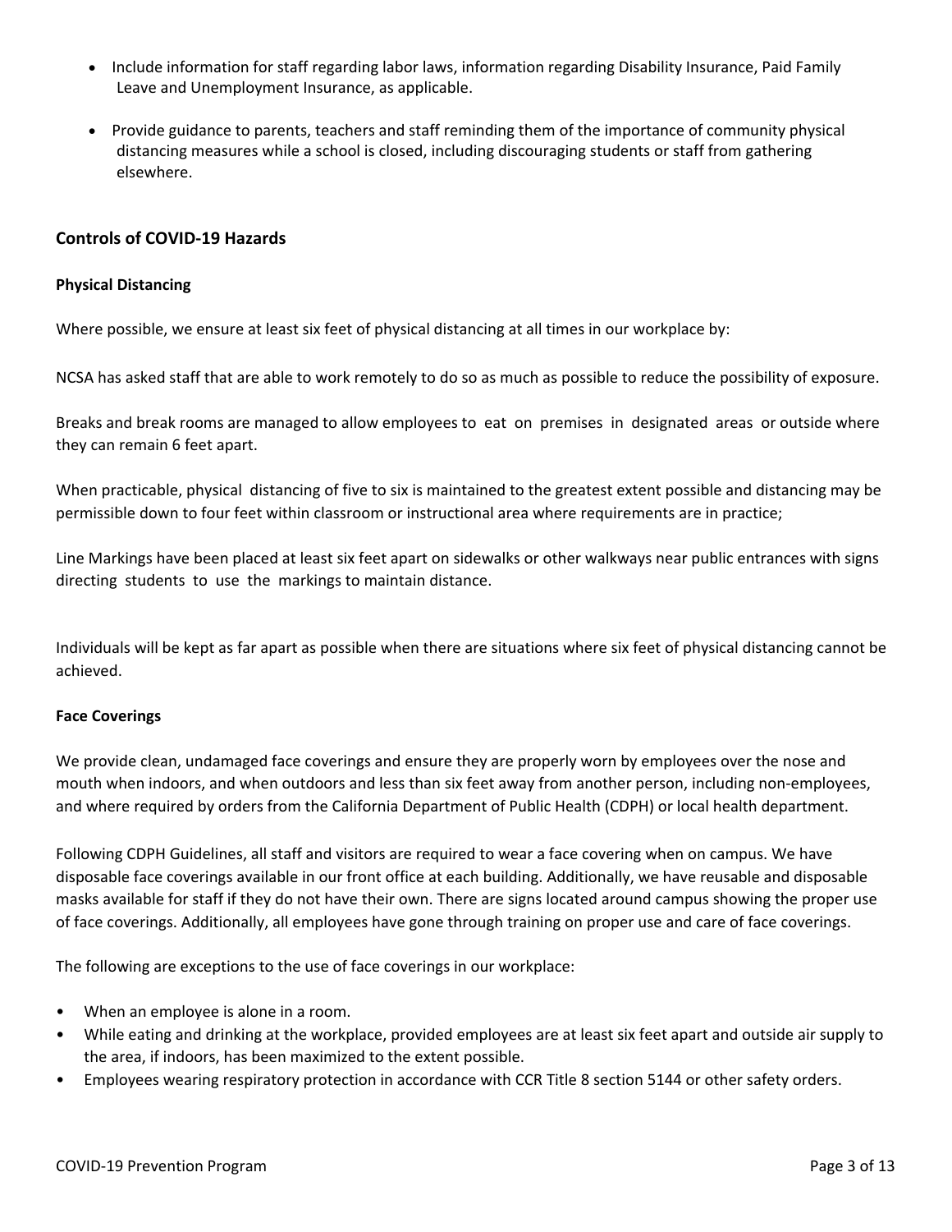- Include information for staff regarding labor laws, information regarding Disability Insurance, Paid Family Leave and Unemployment Insurance, as applicable.
- Provide guidance to parents, teachers and staff reminding them of the importance of community physical distancing measures while a school is closed, including discouraging students or staff from gathering elsewhere.

## Controls of COVID-19 Hazards

### Physical Distancing

Where possible, we ensure at least six feet of physical distancing at all times in our workplace by:

NCSA has asked staff that are able to work remotely to do so as much as possible to reduce the possibility of exposure.

Breaks and break rooms are managed to allow employees to eat on premises in designated areas or outside where they can remain 6 feet apart.

When practicable, physical distancing of five to six is maintained to the greatest extent possible and distancing may be permissible down to four feet within classroom or instructional area where requirements are in practice;

Line Markings have been placed at least six feet apart on sidewalks or other walkways near public entrances with signs directing students to use the markings to maintain distance.

Individuals will be kept as far apart as possible when there are situations where six feet of physical distancing cannot be achieved.

### Face Coverings

We provide clean, undamaged face coverings and ensure they are properly worn by employees over the nose and mouth when indoors, and when outdoors and less than six feet away from another person, including non-employees, and where required by orders from the California Department of Public Health (CDPH) or local health department.

Following CDPH Guidelines, all staff and visitors are required to wear a face covering when on campus. We have disposable face coverings available in our front office at each building. Additionally, we have reusable and disposable masks available for staff if they do not have their own. There are signs located around campus showing the proper use of face coverings. Additionally, all employees have gone through training on proper use and care of face coverings.

The following are exceptions to the use of face coverings in our workplace:

- When an employee is alone in a room.
- While eating and drinking at the workplace, provided employees are at least six feet apart and outside air supply to the area, if indoors, has been maximized to the extent possible.
- Employees wearing respiratory protection in accordance with CCR Title 8 section 5144 or other safety orders.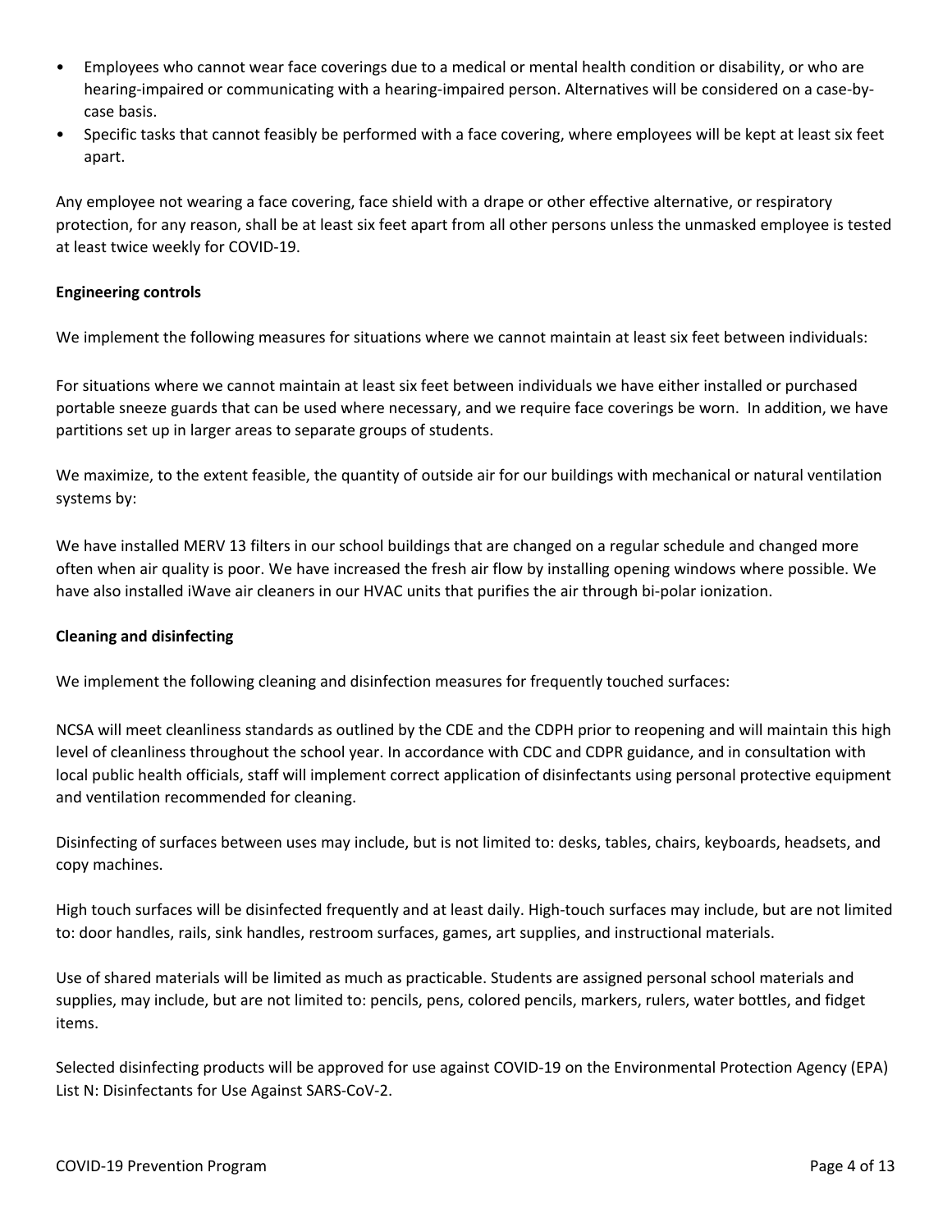- Employees who cannot wear face coverings due to a medical or mental health condition or disability, or who are hearing-impaired or communicating with a hearing-impaired person. Alternatives will be considered on a case-by-case basis.
- Specific tasks that cannot feasibly be performed with a face covering, where employees will be kept at least six feet apart.

Any employee not wearing a face covering, face shield with a drape or other effective alternative, or respiratory protection, for any reason, shall be at least six feet apart from all other persons unless the unmasked employee is tested at least twice weekly for COVID-19.

**Engineering controls**

We implement the following measures for situations where we cannot maintain at least six feet between individuals:

For situations where we cannot maintain at least six feet between individuals we have either installed or purchased portable sneeze guards that can be used where necessary, and we require face coverings be worn. In addition, we have partitions set up in larger areas to separate groups of students.

We maximize, to the extent feasible, the quantity of outside air for our buildings with mechanical or natural ventilation systems by:

We have installed MERV 13 filters in our school buildings that are changed on a regular schedule and changed more often when air quality is poor. We have increased the fresh air flow by installing opening windows where possible. We have also installed iWave air cleaners in our HVAC units that purifies the air through bi-polar ionization.

**Cleaning and disinfecting**

We implement the following cleaning and disinfection measures for frequently touched surfaces:

NCSA will meet cleanliness standards as outlined by the CDE and the CDPH prior to reopening and will maintain this high level of cleanliness throughout the school year. In accordance with CDC and CDPR guidance, and in consultation with local public health officials, staff will implement correct application of disinfectants using personal protective equipment and ventilation recommended for cleaning.

Disinfecting of surfaces between uses may include, but is not limited to: desks, tables, chairs, keyboards, headsets, and copy machines.

High touch surfaces will be disinfected frequently and at least daily. High-touch surfaces may include, but are not limited to: door handles, rails, sink handles, restroom surfaces, games, art supplies, and instructional materials.

Use of shared materials will be limited as much as practicable. Students are assigned personal school materials and supplies, may include, but are not limited to: pencils, pens, colored pencils, markers, rulers, water bottles, and fidget items.

Selected disinfecting products will be approved for use against COVID-19 on the Environmental Protection Agency (EPA) List N: Disinfectants for Use Against SARS-CoV-2.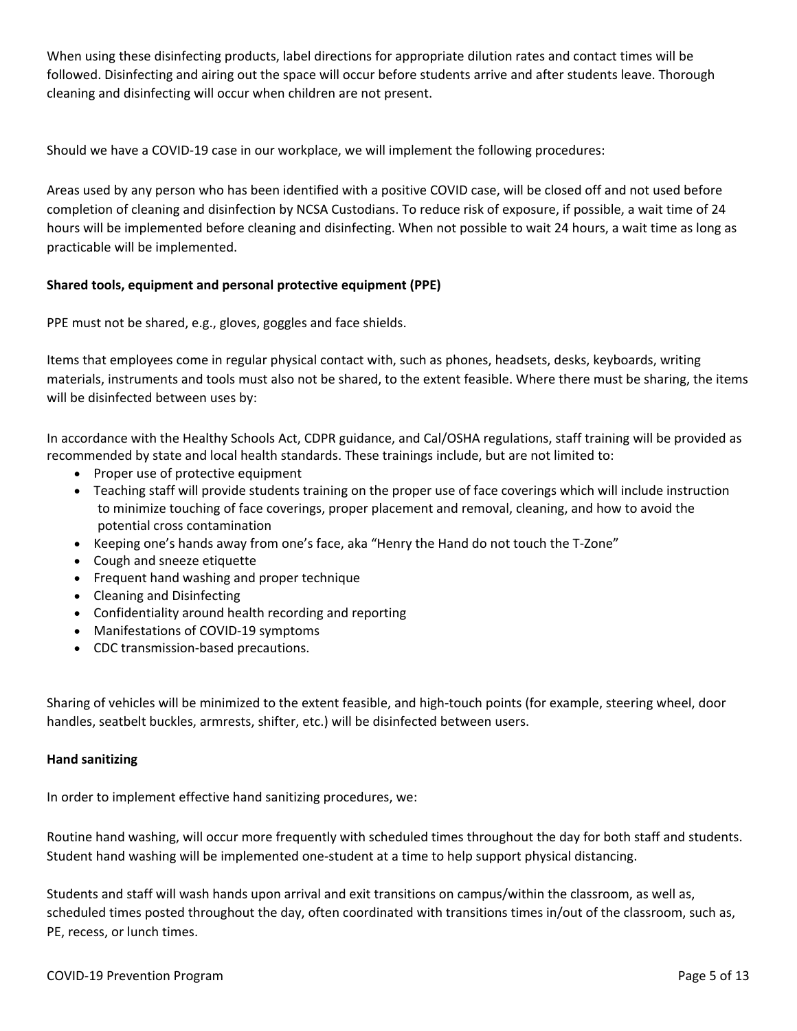When using these disinfecting products, label directions for appropriate dilution rates and contact times will be followed. Disinfecting and airing out the space will occur before students arrive and after students leave. Thorough cleaning and disinfecting will occur when children are not present.

Should we have a COVID-19 case in our workplace, we will implement the following procedures:

Areas used by any person who has been identified with a positive COVID case, will be closed off and not used before completion of cleaning and disinfection by NCSA Custodians. To reduce risk of exposure, if possible, a wait time of 24 hours will be implemented before cleaning and disinfecting. When not possible to wait 24 hours, a wait time as long as practicable will be implemented.

**Shared tools, equipment and personal protective equipment (PPE)**

PPE must not be shared, e.g., gloves, goggles and face shields.

Items that employees come in regular physical contact with, such as phones, headsets, desks, keyboards, writing materials, instruments and tools must also not be shared, to the extent feasible. Where there must be sharing, the items will be disinfected between uses by:

In accordance with the Healthy Schools Act, CDPR guidance, and Cal/OSHA regulations, staff training will be provided as recommended by state and local health standards. These trainings include, but are not limited to:

- Proper use of protective equipment
- Teaching staff will provide students training on the proper use of face coverings which will include instruction to minimize touching of face coverings, proper placement and removal, cleaning, and how to avoid the potential cross contamination
- Keeping one's hands away from one's face, aka "Henry the Hand do not touch the T-Zone"
- Cough and sneeze etiquette
- Frequent hand washing and proper technique
- Cleaning and Disinfecting
- Confidentiality around health recording and reporting
- Manifestations of COVID-19 symptoms
- CDC transmission-based precautions.

Sharing of vehicles will be minimized to the extent feasible, and high-touch points (for example, steering wheel, door handles, seatbelt buckles, armrests, shifter, etc.) will be disinfected between users.

**Hand sanitizing**

In order to implement effective hand sanitizing procedures, we:

Routine hand washing, will occur more frequently with scheduled times throughout the day for both staff and students. Student hand washing will be implemented one-student at a time to help support physical distancing.

Students and staff will wash hands upon arrival and exit transitions on campus/within the classroom, as well as, scheduled times posted throughout the day, often coordinated with transitions times in/out of the classroom, such as, PE, recess, or lunch times.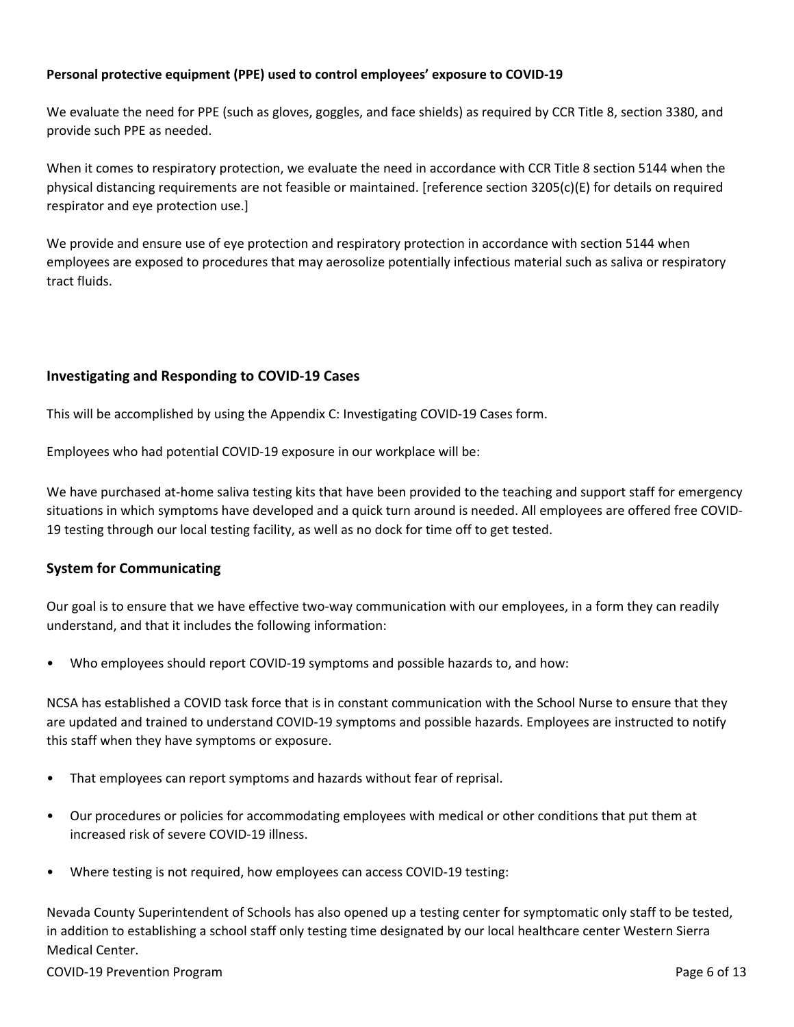**Personal protective equipment (PPE) used to control employees' exposure to COVID-19**

We evaluate the need for PPE (such as gloves, goggles, and face shields) as required by CCR Title 8, section 3380, and provide such PPE as needed.

When it comes to respiratory protection, we evaluate the need in accordance with CCR Title 8 section 5144 when the physical distancing requirements are not feasible or maintained. [reference section 3205(c)(E) for details on required respirator and eye protection use.]

We provide and ensure use of eye protection and respiratory protection in accordance with section 5144 when employees are exposed to procedures that may aerosolize potentially infectious material such as saliva or respiratory tract fluids.

## Investigating and Responding to COVID-19 Cases

This will be accomplished by using the Appendix C: Investigating COVID-19 Cases form.

Employees who had potential COVID-19 exposure in our workplace will be:

We have purchased at-home saliva testing kits that have been provided to the teaching and support staff for emergency situations in which symptoms have developed and a quick turn around is needed. All employees are offered free COVID-19 testing through our local testing facility, as well as no dock for time off to get tested.

## System for Communicating

Our goal is to ensure that we have effective two-way communication with our employees, in a form they can readily understand, and that it includes the following information:

- Who employees should report COVID-19 symptoms and possible hazards to, and how:

NCSA has established a COVID task force that is in constant communication with the School Nurse to ensure that they are updated and trained to understand COVID-19 symptoms and possible hazards. Employees are instructed to notify this staff when they have symptoms or exposure.

- That employees can report symptoms and hazards without fear of reprisal.
- Our procedures or policies for accommodating employees with medical or other conditions that put them at increased risk of severe COVID-19 illness.
- Where testing is not required, how employees can access COVID-19 testing:

Nevada County Superintendent of Schools has also opened up a testing center for symptomatic only staff to be tested, in addition to establishing a school staff only testing time designated by our local healthcare center Western Sierra Medical Center.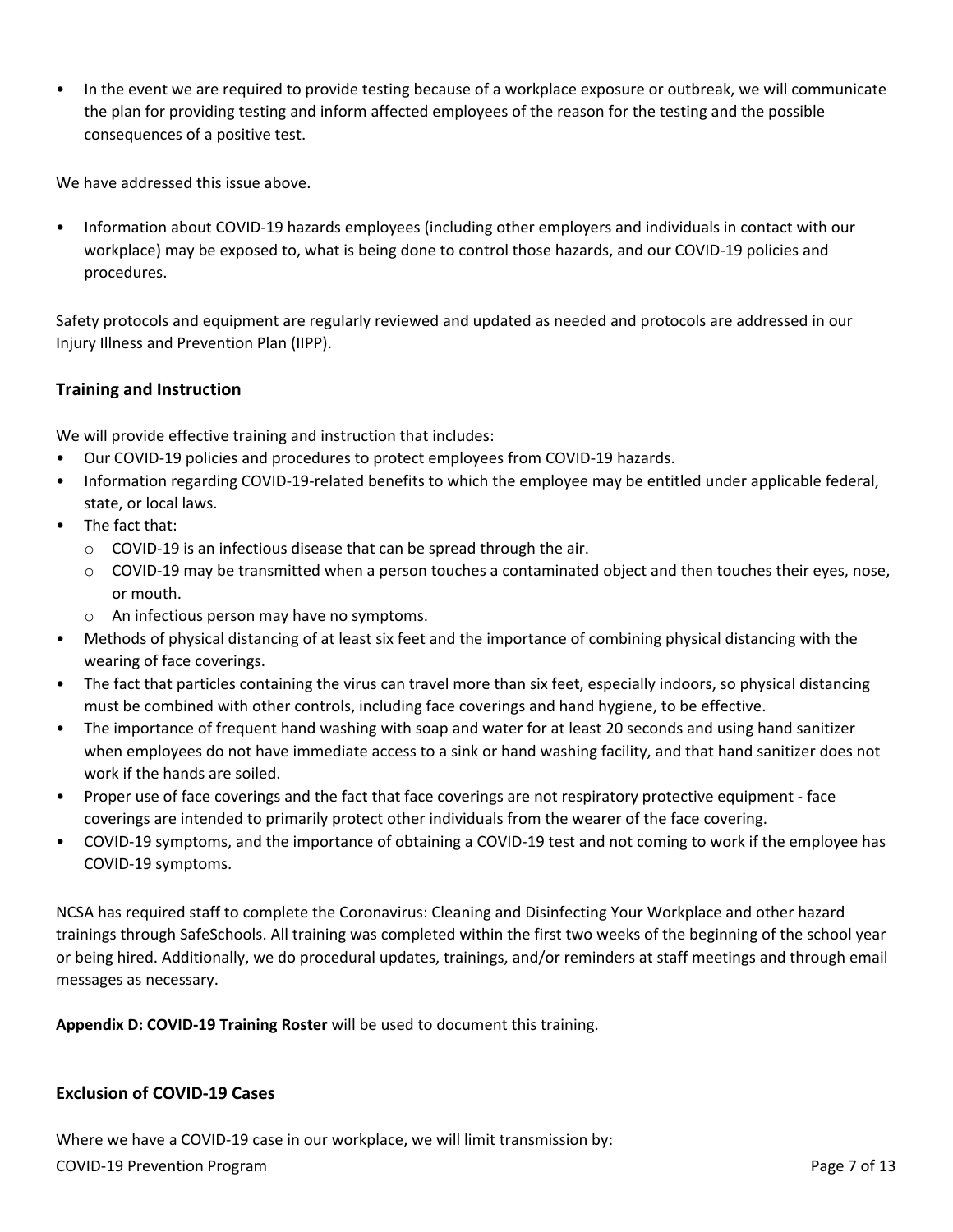- In the event we are required to provide testing because of a workplace exposure or outbreak, we will communicate the plan for providing testing and inform affected employees of the reason for the testing and the possible consequences of a positive test.

We have addressed this issue above.

- Information about COVID-19 hazards employees (including other employers and individuals in contact with our workplace) may be exposed to, what is being done to control those hazards, and our COVID-19 policies and procedures.

Safety protocols and equipment are regularly reviewed and updated as needed and protocols are addressed in our Injury Illness and Prevention Plan (IIPP).

### Training and Instruction

We will provide effective training and instruction that includes:

- Our COVID-19 policies and procedures to protect employees from COVID-19 hazards.
- Information regarding COVID-19-related benefits to which the employee may be entitled under applicable federal, state, or local laws.
- The fact that:
  - COVID-19 is an infectious disease that can be spread through the air.
  - COVID-19 may be transmitted when a person touches a contaminated object and then touches their eyes, nose, or mouth.
  - An infectious person may have no symptoms.
- Methods of physical distancing of at least six feet and the importance of combining physical distancing with the wearing of face coverings.
- The fact that particles containing the virus can travel more than six feet, especially indoors, so physical distancing must be combined with other controls, including face coverings and hand hygiene, to be effective.
- The importance of frequent hand washing with soap and water for at least 20 seconds and using hand sanitizer when employees do not have immediate access to a sink or hand washing facility, and that hand sanitizer does not work if the hands are soiled.
- Proper use of face coverings and the fact that face coverings are not respiratory protective equipment - face coverings are intended to primarily protect other individuals from the wearer of the face covering.
- COVID-19 symptoms, and the importance of obtaining a COVID-19 test and not coming to work if the employee has COVID-19 symptoms.

NCSA has required staff to complete the Coronavirus: Cleaning and Disinfecting Your Workplace and other hazard trainings through SafeSchools. All training was completed within the first two weeks of the beginning of the school year or being hired. Additionally, we do procedural updates, trainings, and/or reminders at staff meetings and through email messages as necessary.

**Appendix D: COVID-19 Training Roster** will be used to document this training.

### Exclusion of COVID-19 Cases

Where we have a COVID-19 case in our workplace, we will limit transmission by: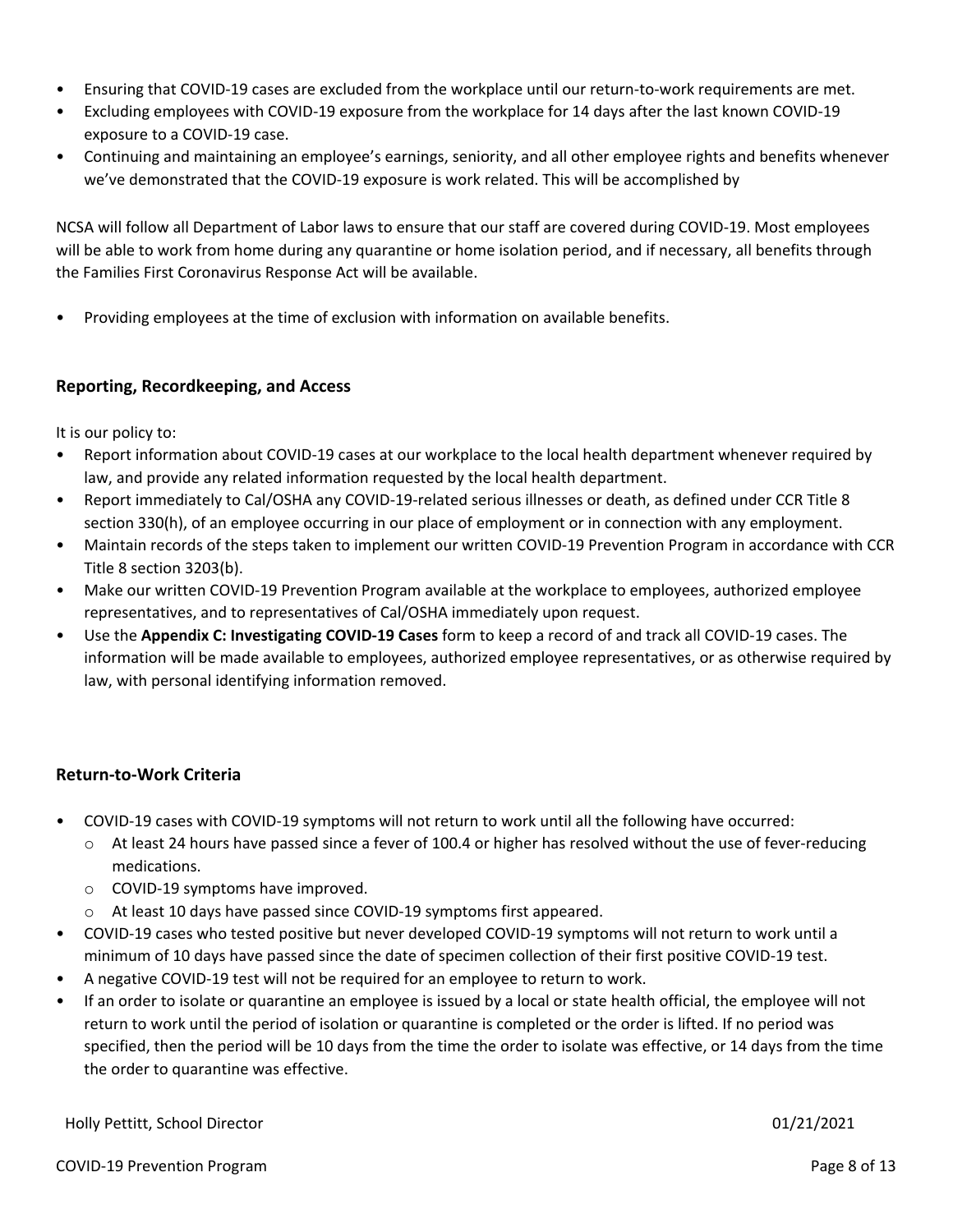- Ensuring that COVID-19 cases are excluded from the workplace until our return-to-work requirements are met.
- Excluding employees with COVID-19 exposure from the workplace for 14 days after the last known COVID-19 exposure to a COVID-19 case.
- Continuing and maintaining an employee's earnings, seniority, and all other employee rights and benefits whenever we've demonstrated that the COVID-19 exposure is work related. This will be accomplished by

NCSA will follow all Department of Labor laws to ensure that our staff are covered during COVID-19. Most employees will be able to work from home during any quarantine or home isolation period, and if necessary, all benefits through the Families First Coronavirus Response Act will be available.

- Providing employees at the time of exclusion with information on available benefits.

## Reporting, Recordkeeping, and Access

It is our policy to:

- Report information about COVID-19 cases at our workplace to the local health department whenever required by law, and provide any related information requested by the local health department.
- Report immediately to Cal/OSHA any COVID-19-related serious illnesses or death, as defined under CCR Title 8 section 330(h), of an employee occurring in our place of employment or in connection with any employment.
- Maintain records of the steps taken to implement our written COVID-19 Prevention Program in accordance with CCR Title 8 section 3203(b).
- Make our written COVID-19 Prevention Program available at the workplace to employees, authorized employee representatives, and to representatives of Cal/OSHA immediately upon request.
- Use the **Appendix C: Investigating COVID-19 Cases** form to keep a record of and track all COVID-19 cases. The information will be made available to employees, authorized employee representatives, or as otherwise required by law, with personal identifying information removed.

## Return-to-Work Criteria

- COVID-19 cases with COVID-19 symptoms will not return to work until all the following have occurred:
  - At least 24 hours have passed since a fever of 100.4 or higher has resolved without the use of fever-reducing medications.
  - COVID-19 symptoms have improved.
  - At least 10 days have passed since COVID-19 symptoms first appeared.
- COVID-19 cases who tested positive but never developed COVID-19 symptoms will not return to work until a minimum of 10 days have passed since the date of specimen collection of their first positive COVID-19 test.
- A negative COVID-19 test will not be required for an employee to return to work.
- If an order to isolate or quarantine an employee is issued by a local or state health official, the employee will not return to work until the period of isolation or quarantine is completed or the order is lifted. If no period was specified, then the period will be 10 days from the time the order to isolate was effective, or 14 days from the time the order to quarantine was effective.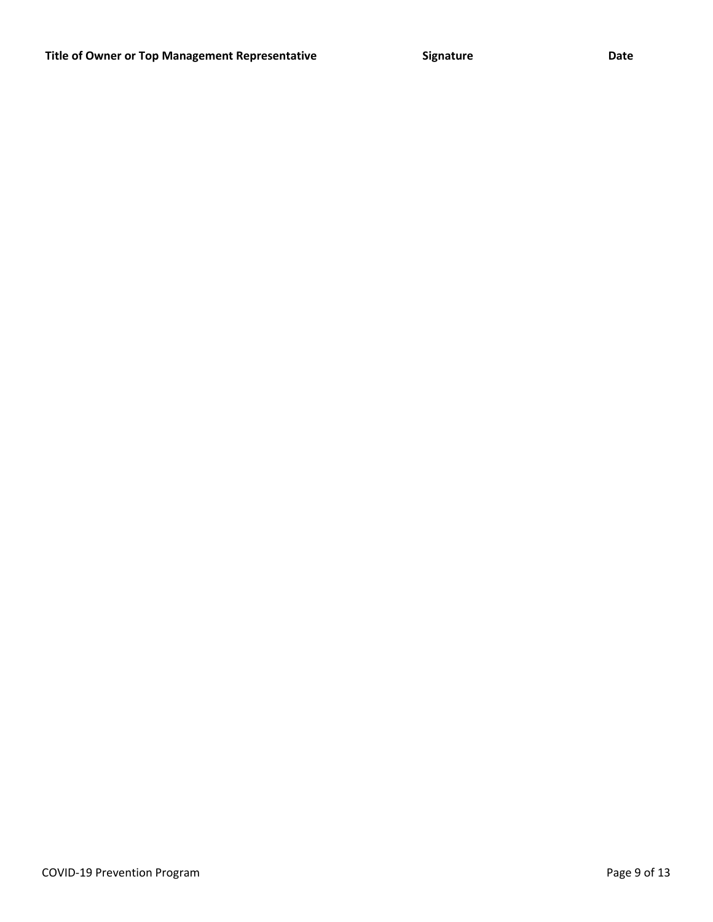| Title of Owner or Top Management Representative | Signature | Date |
| --- | --- | --- |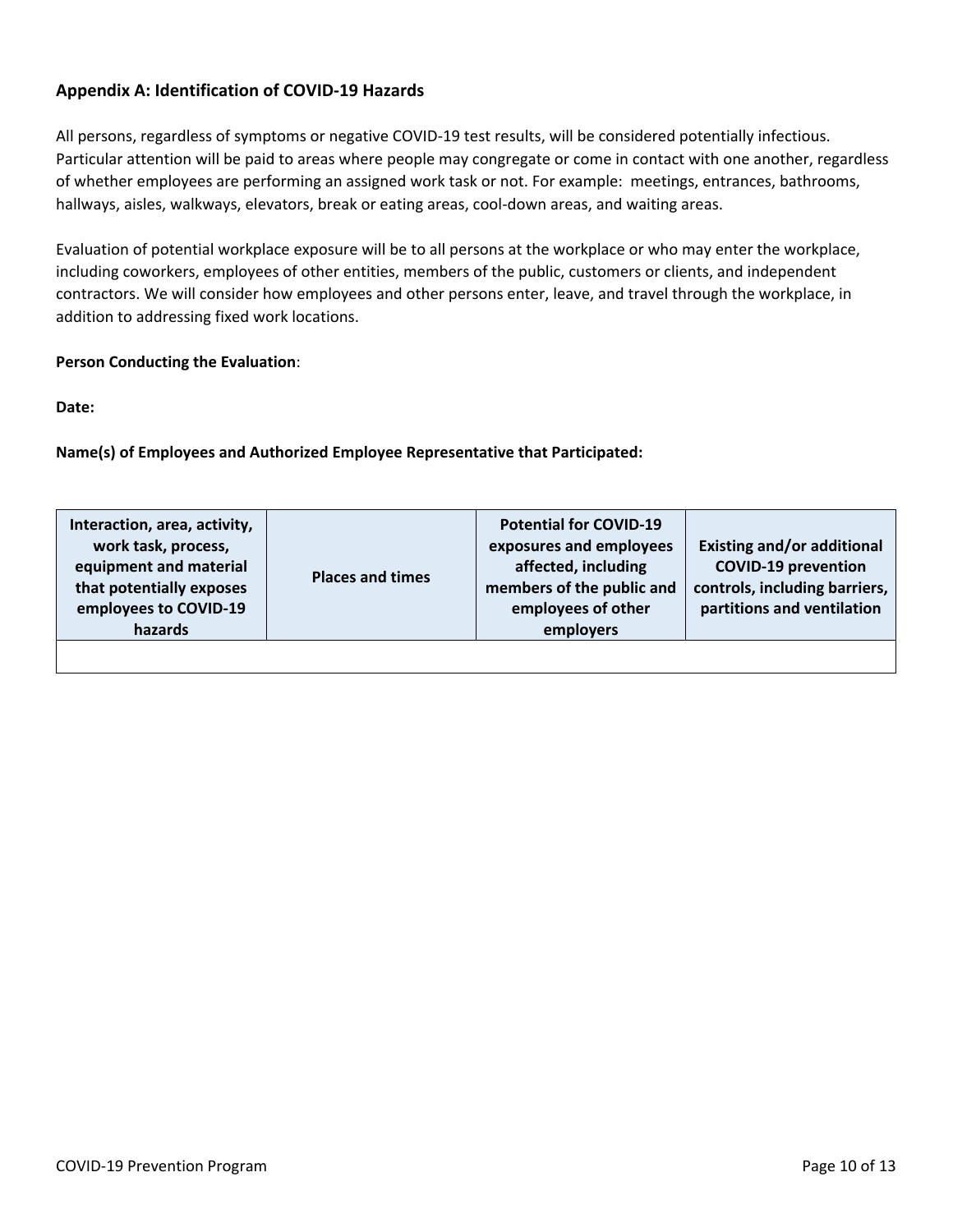## Appendix A: Identification of COVID-19 Hazards

All persons, regardless of symptoms or negative COVID-19 test results, will be considered potentially infectious. Particular attention will be paid to areas where people may congregate or come in contact with one another, regardless of whether employees are performing an assigned work task or not. For example: meetings, entrances, bathrooms, hallways, aisles, walkways, elevators, break or eating areas, cool-down areas, and waiting areas.

Evaluation of potential workplace exposure will be to all persons at the workplace or who may enter the workplace, including coworkers, employees of other entities, members of the public, customers or clients, and independent contractors. We will consider how employees and other persons enter, leave, and travel through the workplace, in addition to addressing fixed work locations.

**Person Conducting the Evaluation**:

**Date:**

**Name(s) of Employees and Authorized Employee Representative that Participated:**

| Interaction, area, activity, work task, process, equipment and material that potentially exposes employees to COVID-19 hazards | Places and times | Potential for COVID-19 exposures and employees affected, including members of the public and employees of other employers | Existing and/or additional COVID-19 prevention controls, including barriers, partitions and ventilation |
|---|---|---|---|
| | | | |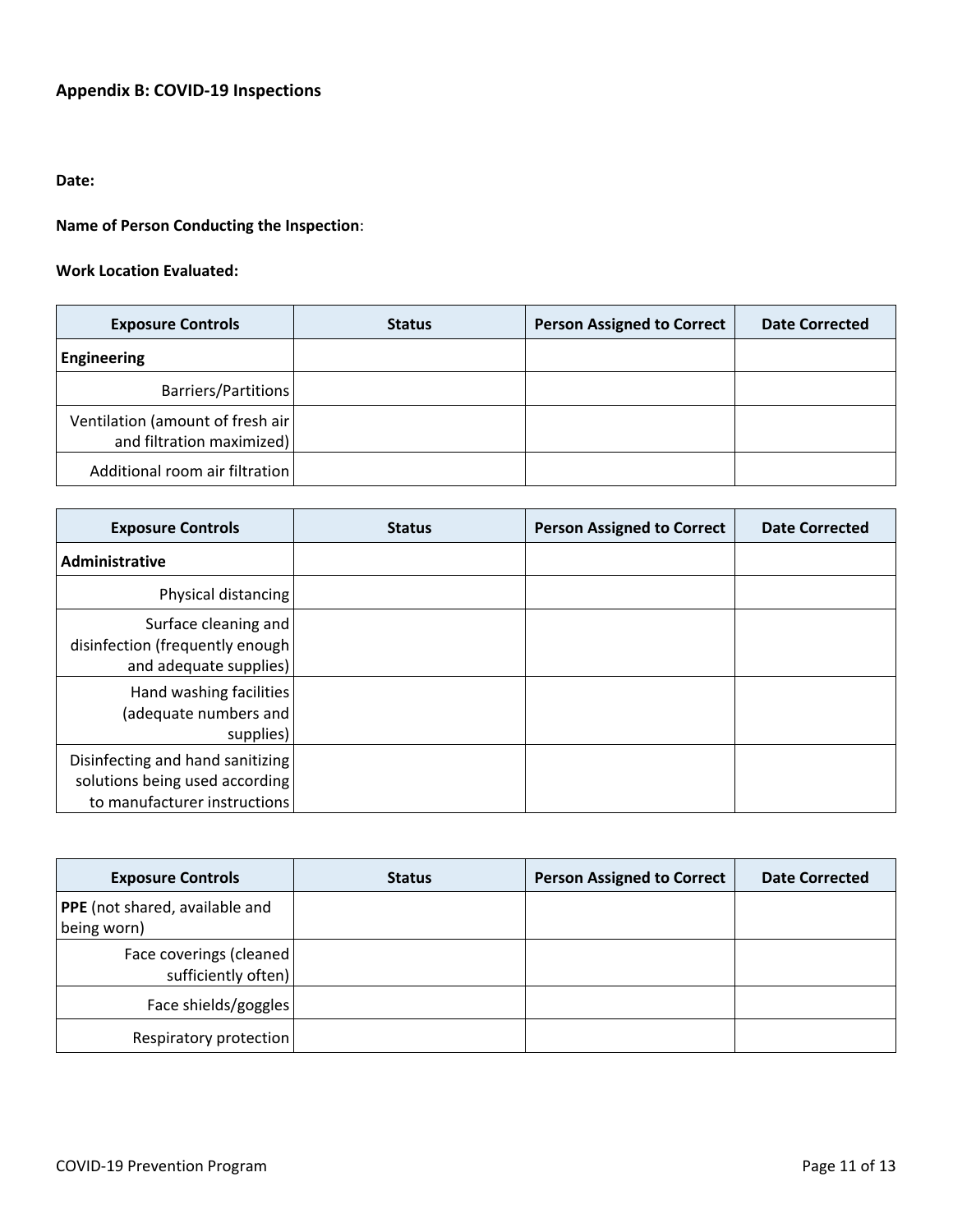## Appendix B: COVID-19 Inspections

**Date:**

**Name of Person Conducting the Inspection**:

**Work Location Evaluated:**

| Exposure Controls | Status | Person Assigned to Correct | Date Corrected |
|---|---|---|---|
| **Engineering** | | | |
| Barriers/Partitions | | | |
| Ventilation (amount of fresh air and filtration maximized) | | | |
| Additional room air filtration | | | |

| Exposure Controls | Status | Person Assigned to Correct | Date Corrected |
|---|---|---|---|
| **Administrative** | | | |
| Physical distancing | | | |
| Surface cleaning and disinfection (frequently enough and adequate supplies) | | | |
| Hand washing facilities (adequate numbers and supplies) | | | |
| Disinfecting and hand sanitizing solutions being used according to manufacturer instructions | | | |

| Exposure Controls | Status | Person Assigned to Correct | Date Corrected |
|---|---|---|---|
| **PPE** (not shared, available and being worn) | | | |
| Face coverings (cleaned sufficiently often) | | | |
| Face shields/goggles | | | |
| Respiratory protection | | | |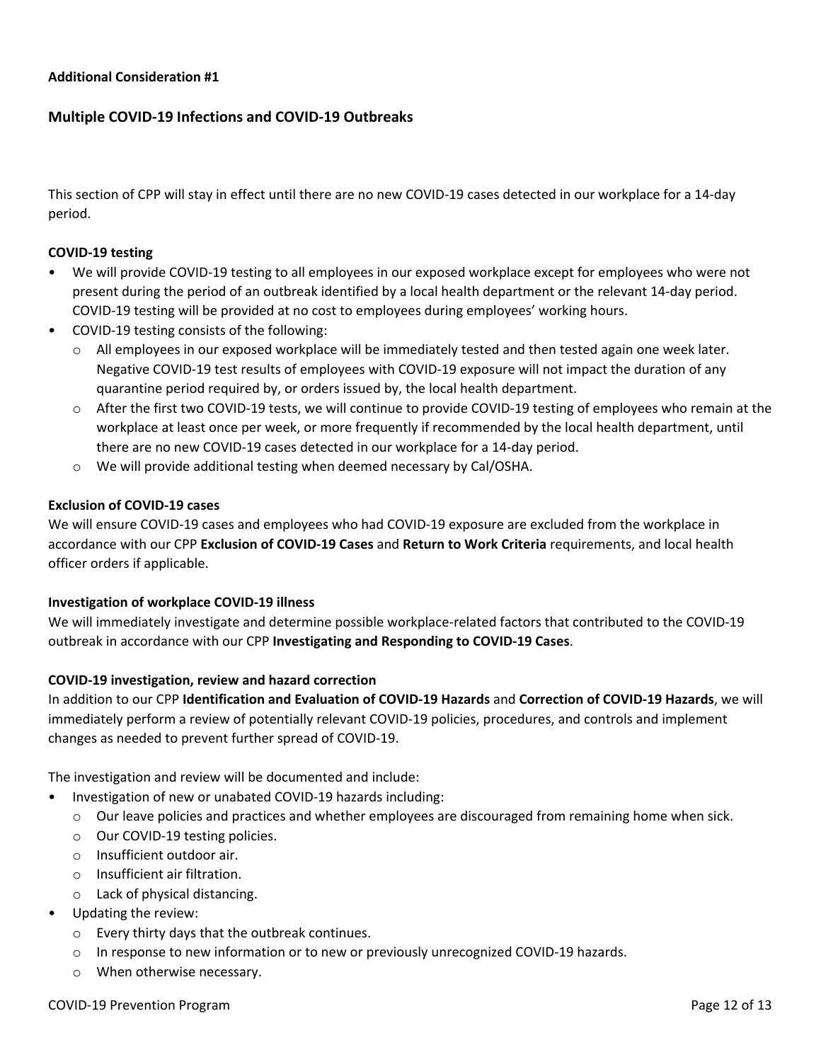**Additional Consideration #1**

## Multiple COVID-19 Infections and COVID-19 Outbreaks

This section of CPP will stay in effect until there are no new COVID-19 cases detected in our workplace for a 14-day period.

**COVID-19 testing**

- We will provide COVID-19 testing to all employees in our exposed workplace except for employees who were not present during the period of an outbreak identified by a local health department or the relevant 14-day period. COVID-19 testing will be provided at no cost to employees during employees' working hours.
- COVID-19 testing consists of the following:
  - All employees in our exposed workplace will be immediately tested and then tested again one week later. Negative COVID-19 test results of employees with COVID-19 exposure will not impact the duration of any quarantine period required by, or orders issued by, the local health department.
  - After the first two COVID-19 tests, we will continue to provide COVID-19 testing of employees who remain at the workplace at least once per week, or more frequently if recommended by the local health department, until there are no new COVID-19 cases detected in our workplace for a 14-day period.
  - We will provide additional testing when deemed necessary by Cal/OSHA.

**Exclusion of COVID-19 cases**

We will ensure COVID-19 cases and employees who had COVID-19 exposure are excluded from the workplace in accordance with our CPP **Exclusion of COVID-19 Cases** and **Return to Work Criteria** requirements, and local health officer orders if applicable.

**Investigation of workplace COVID-19 illness**

We will immediately investigate and determine possible workplace-related factors that contributed to the COVID-19 outbreak in accordance with our CPP **Investigating and Responding to COVID-19 Cases**.

**COVID-19 investigation, review and hazard correction**

In addition to our CPP **Identification and Evaluation of COVID-19 Hazards** and **Correction of COVID-19 Hazards**, we will immediately perform a review of potentially relevant COVID-19 policies, procedures, and controls and implement changes as needed to prevent further spread of COVID-19.

The investigation and review will be documented and include:

- Investigation of new or unabated COVID-19 hazards including:
  - Our leave policies and practices and whether employees are discouraged from remaining home when sick.
  - Our COVID-19 testing policies.
  - Insufficient outdoor air.
  - Insufficient air filtration.
  - Lack of physical distancing.
- Updating the review:
  - Every thirty days that the outbreak continues.
  - In response to new information or to new or previously unrecognized COVID-19 hazards.
  - When otherwise necessary.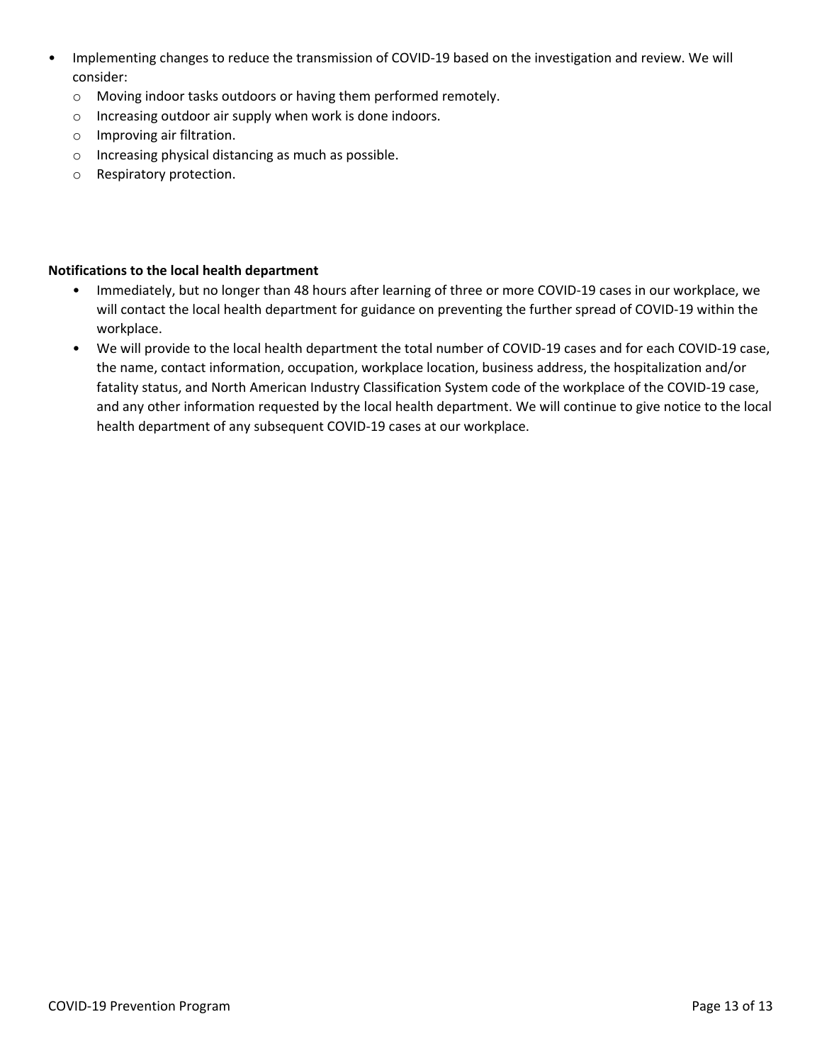- Implementing changes to reduce the transmission of COVID-19 based on the investigation and review. We will consider:
  - Moving indoor tasks outdoors or having them performed remotely.
  - Increasing outdoor air supply when work is done indoors.
  - Improving air filtration.
  - Increasing physical distancing as much as possible.
  - Respiratory protection.

**Notifications to the local health department**

- Immediately, but no longer than 48 hours after learning of three or more COVID-19 cases in our workplace, we will contact the local health department for guidance on preventing the further spread of COVID-19 within the workplace.
- We will provide to the local health department the total number of COVID-19 cases and for each COVID-19 case, the name, contact information, occupation, workplace location, business address, the hospitalization and/or fatality status, and North American Industry Classification System code of the workplace of the COVID-19 case, and any other information requested by the local health department. We will continue to give notice to the local health department of any subsequent COVID-19 cases at our workplace.